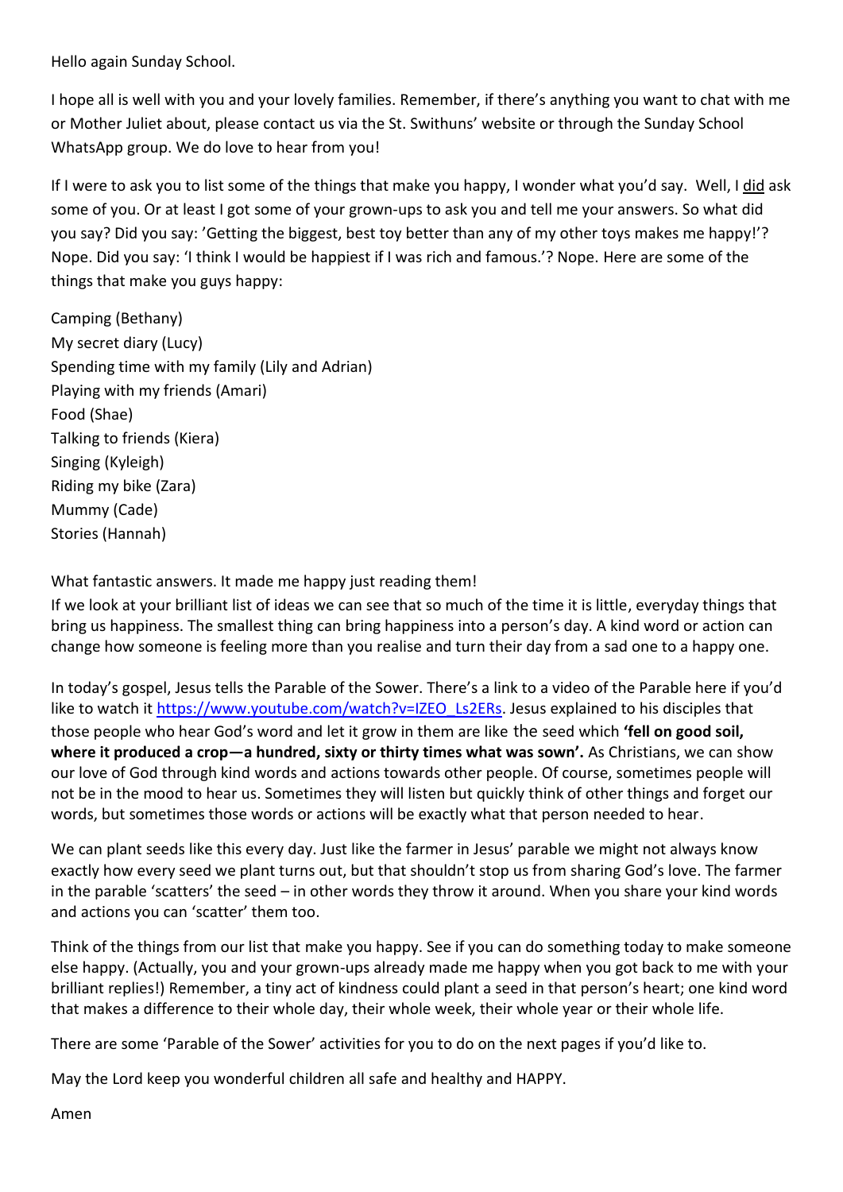Hello again Sunday School.

I hope all is well with you and your lovely families. Remember, if there's anything you want to chat with me or Mother Juliet about, please contact us via the St. Swithuns' website or through the Sunday School WhatsApp group. We do love to hear from you!

If I were to ask you to list some of the things that make you happy, I wonder what you'd say. Well, I did ask some of you. Or at least I got some of your grown-ups to ask you and tell me your answers. So what did you say? Did you say: 'Getting the biggest, best toy better than any of my other toys makes me happy!'? Nope. Did you say: 'I think I would be happiest if I was rich and famous.'? Nope. Here are some of the things that make you guys happy:

Camping (Bethany)
My secret diary (Lucy)
Spending time with my family (Lily and Adrian)
Playing with my friends (Amari)
Food (Shae)
Talking to friends (Kiera)
Singing (Kyleigh)
Riding my bike (Zara)
Mummy (Cade)
Stories (Hannah)

What fantastic answers. It made me happy just reading them!
If we look at your brilliant list of ideas we can see that so much of the time it is little, everyday things that bring us happiness. The smallest thing can bring happiness into a person's day. A kind word or action can change how someone is feeling more than you realise and turn their day from a sad one to a happy one.

In today's gospel, Jesus tells the Parable of the Sower. There's a link to a video of the Parable here if you'd like to watch it https://www.youtube.com/watch?v=IZEO_Ls2ERs. Jesus explained to his disciples that those people who hear God's word and let it grow in them are like the seed which **'fell on good soil, where it produced a crop—a hundred, sixty or thirty times what was sown'.** As Christians, we can show our love of God through kind words and actions towards other people. Of course, sometimes people will not be in the mood to hear us. Sometimes they will listen but quickly think of other things and forget our words, but sometimes those words or actions will be exactly what that person needed to hear.

We can plant seeds like this every day. Just like the farmer in Jesus' parable we might not always know exactly how every seed we plant turns out, but that shouldn't stop us from sharing God's love. The farmer in the parable 'scatters' the seed – in other words they throw it around. When you share your kind words and actions you can 'scatter' them too.

Think of the things from our list that make you happy. See if you can do something today to make someone else happy. (Actually, you and your grown-ups already made me happy when you got back to me with your brilliant replies!) Remember, a tiny act of kindness could plant a seed in that person's heart; one kind word that makes a difference to their whole day, their whole week, their whole year or their whole life.

There are some 'Parable of the Sower' activities for you to do on the next pages if you'd like to.

May the Lord keep you wonderful children all safe and healthy and HAPPY.

Amen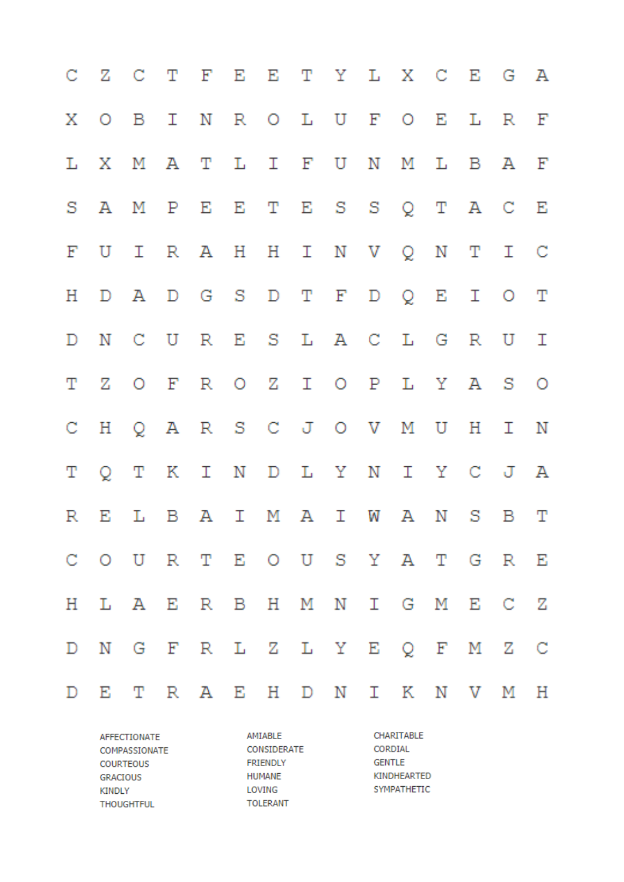```
C Z C T F E E T Y L X C E G A
X O B I N R O L U F O E L R F
L X M A T L I F U N M L B A F
S A M P E E T E S S Q T A C E
F U I R A H H I N V Q N T I C
H D A D G S D T F D Q E I O T
D N C U R E S L A C L G R U I
T Z O F R O Z I O P L Y A S O
C H Q A R S C J O V M U H I N
T Q T K I N D L Y N I Y C J A
R E L B A I M A I W A N S B T
C O U R T E O U S Y A T G R E
H L A E R B H M N I G M E C Z
D N G F R L Z L Y E Q F M Z C
D E T R A E H D N I K N V M H
```

| | | |
|---|---|---|
| AFFECTIONATE | AMIABLE | CHARITABLE |
| COMPASSIONATE | CONSIDERATE | CORDIAL |
| COURTEOUS | FRIENDLY | GENTLE |
| GRACIOUS | HUMANE | KINDHEARTED |
| KINDLY | LOVING | SYMPATHETIC |
| THOUGHTFUL | TOLERANT | |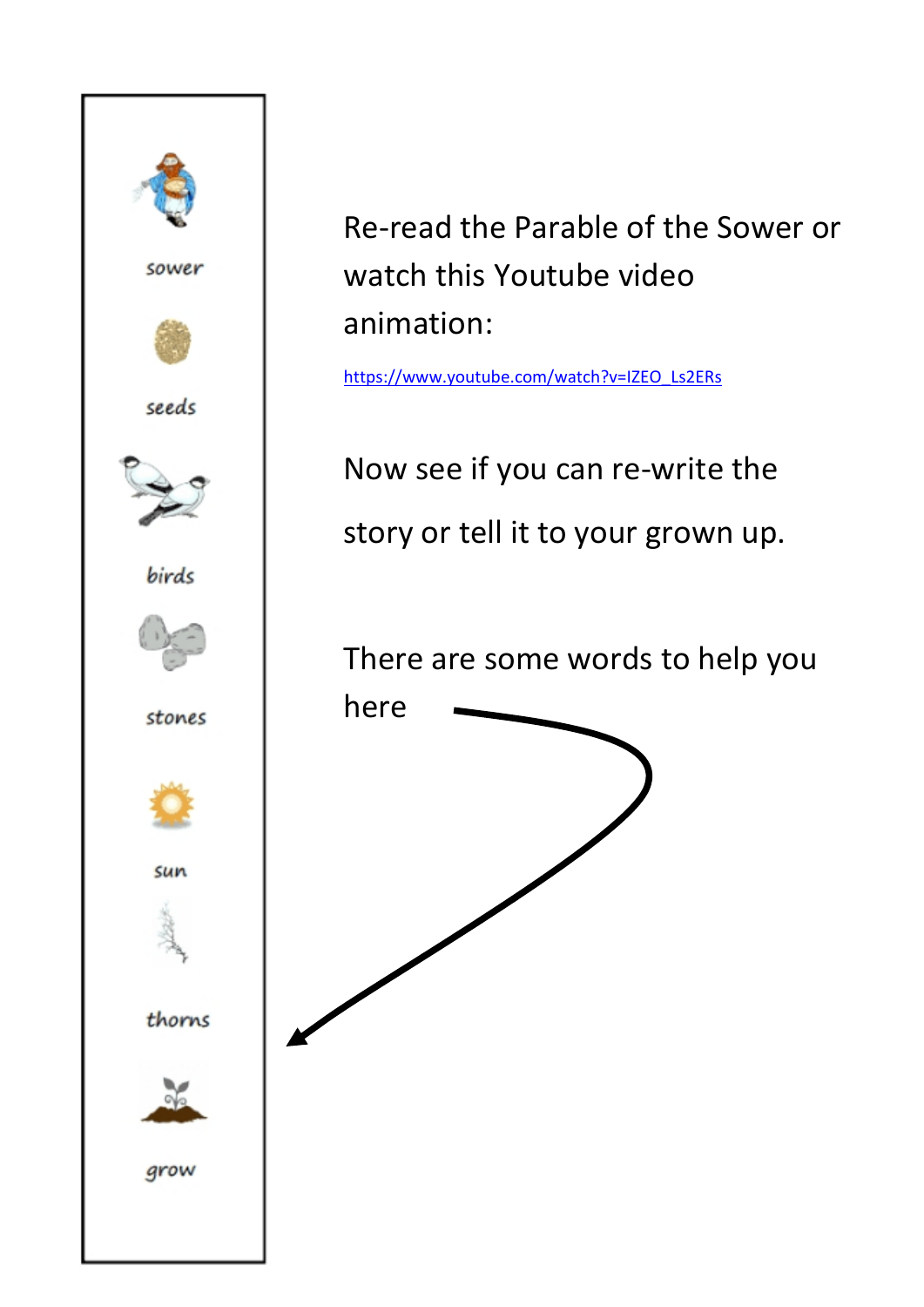Re-read the Parable of the Sower or watch this Youtube video animation:

https://www.youtube.com/watch?v=IZEO_Ls2ERs

Now see if you can re-write the story or tell it to your grown up.

There are some words to help you here

sower

seeds

birds

stones

sun

thorns

grow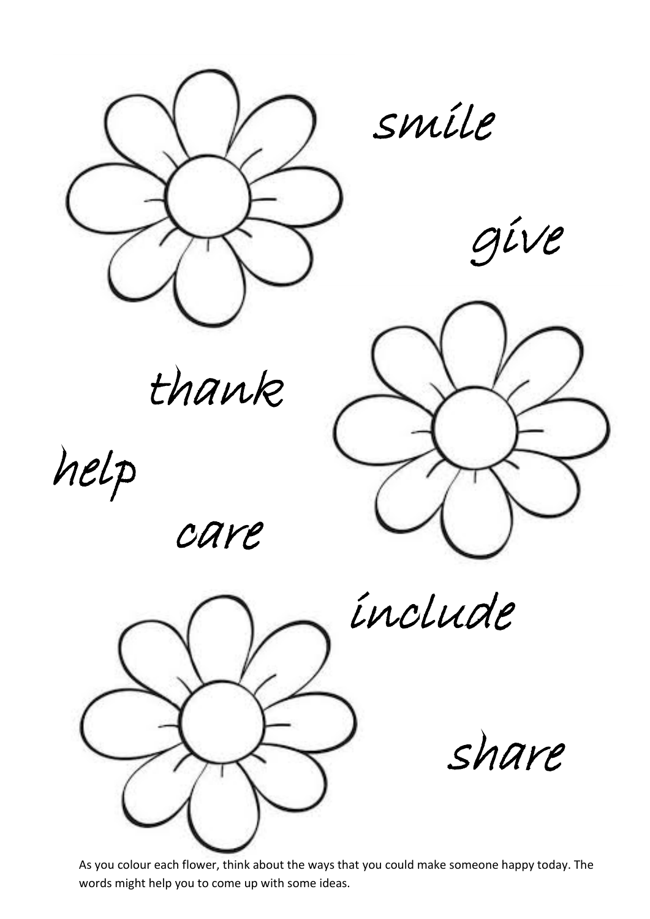smile

give

thank

help

care

include

share

As you colour each flower, think about the ways that you could make someone happy today. The words might help you to come up with some ideas.